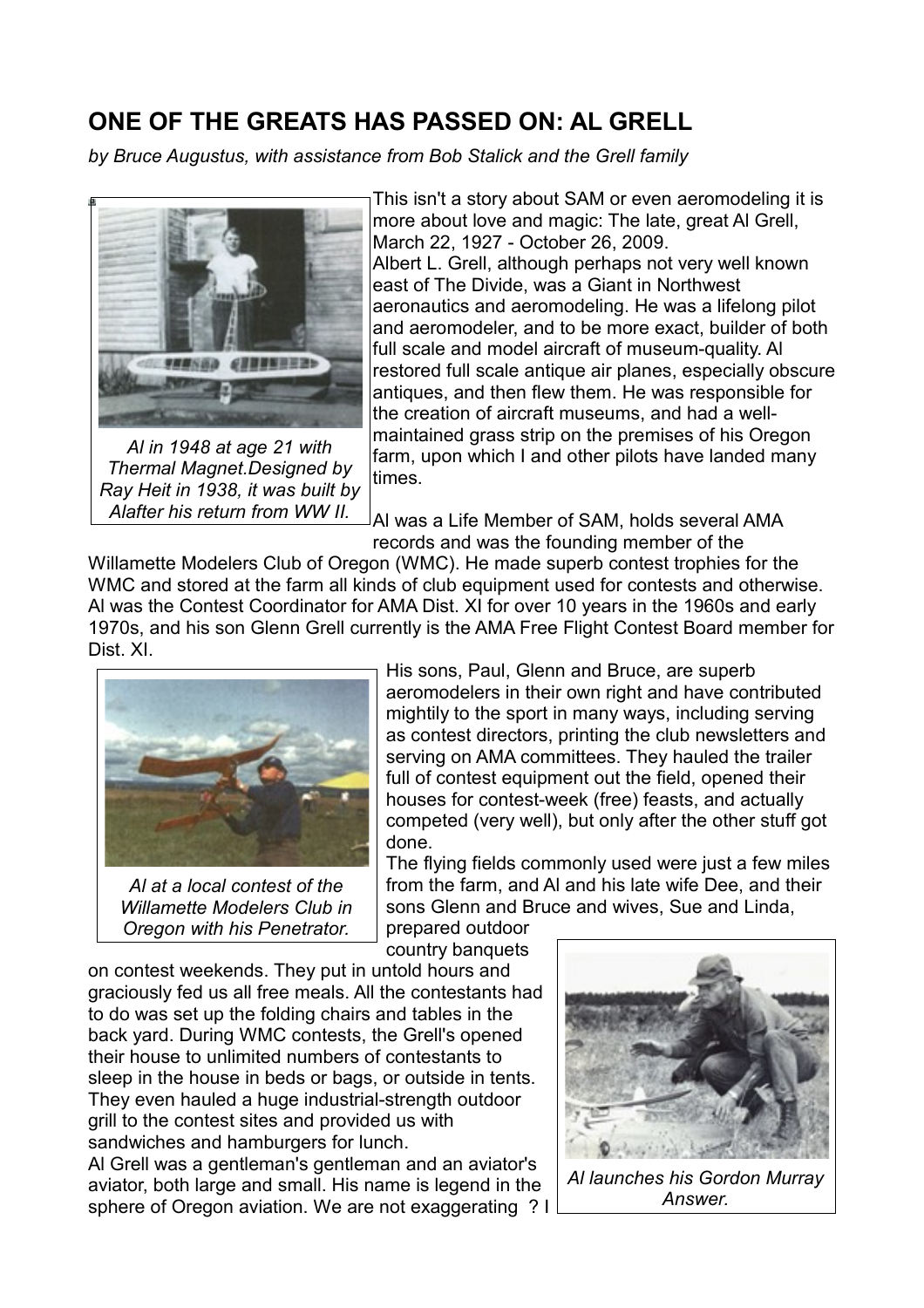## ONE OF THE GREATS HAS PASSED ON: AL GRELL

*by Bruce Augustus, with assistance from Bob Stalick and the Grell family*

*Al in 1948 at age 21 with Thermal Magnet.Designed by Ray Heit in 1938, it was built by Alafter his return from WW II.*

This isn't a story about SAM or even aeromodeling it is more about love and magic: The late, great Al Grell, March 22, 1927 - October 26, 2009.

Albert L. Grell, although perhaps not very well known east of The Divide, was a Giant in Northwest aeronautics and aeromodeling. He was a lifelong pilot and aeromodeler, and to be more exact, builder of both full scale and model aircraft of museum-quality. Al restored full scale antique air planes, especially obscure antiques, and then flew them. He was responsible for the creation of aircraft museums, and had a well-maintained grass strip on the premises of his Oregon farm, upon which I and other pilots have landed many times.

Al was a Life Member of SAM, holds several AMA records and was the founding member of the Willamette Modelers Club of Oregon (WMC). He made superb contest trophies for the WMC and stored at the farm all kinds of club equipment used for contests and otherwise. Al was the Contest Coordinator for AMA Dist. XI for over 10 years in the 1960s and early 1970s, and his son Glenn Grell currently is the AMA Free Flight Contest Board member for Dist. XI.

*Al at a local contest of the Willamette Modelers Club in Oregon with his Penetrator.*

His sons, Paul, Glenn and Bruce, are superb aeromodelers in their own right and have contributed mightily to the sport in many ways, including serving as contest directors, printing the club newsletters and serving on AMA committees. They hauled the trailer full of contest equipment out the field, opened their houses for contest-week (free) feasts, and actually competed (very well), but only after the other stuff got done.

The flying fields commonly used were just a few miles from the farm, and Al and his late wife Dee, and their sons Glenn and Bruce and wives, Sue and Linda, prepared outdoor country banquets on contest weekends. They put in untold hours and graciously fed us all free meals. All the contestants had to do was set up the folding chairs and tables in the back yard. During WMC contests, the Grell's opened their house to unlimited numbers of contestants to sleep in the house in beds or bags, or outside in tents. They even hauled a huge industrial-strength outdoor grill to the contest sites and provided us with sandwiches and hamburgers for lunch.

*Al launches his Gordon Murray Answer.*

Al Grell was a gentleman's gentleman and an aviator's aviator, both large and small. His name is legend in the sphere of Oregon aviation. We are not exaggerating ? I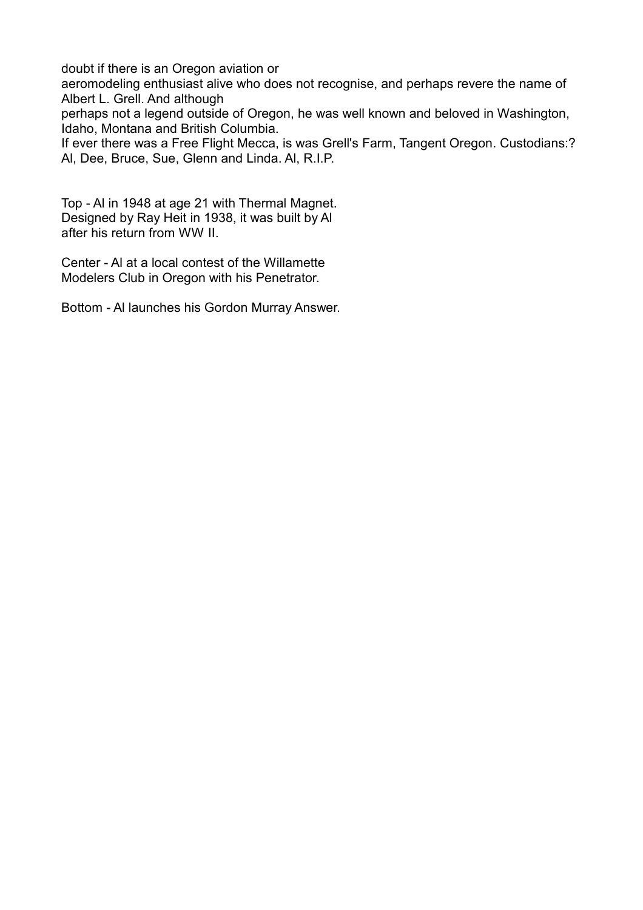doubt if there is an Oregon aviation or
aeromodeling enthusiast alive who does not recognise, and perhaps revere the name of Albert L. Grell. And although
perhaps not a legend outside of Oregon, he was well known and beloved in Washington, Idaho, Montana and British Columbia.
If ever there was a Free Flight Mecca, is was Grell's Farm, Tangent Oregon. Custodians:? Al, Dee, Bruce, Sue, Glenn and Linda. Al, R.I.P.

Top - Al in 1948 at age 21 with Thermal Magnet. Designed by Ray Heit in 1938, it was built by Al after his return from WW II.

Center - Al at a local contest of the Willamette Modelers Club in Oregon with his Penetrator.

Bottom - Al launches his Gordon Murray Answer.